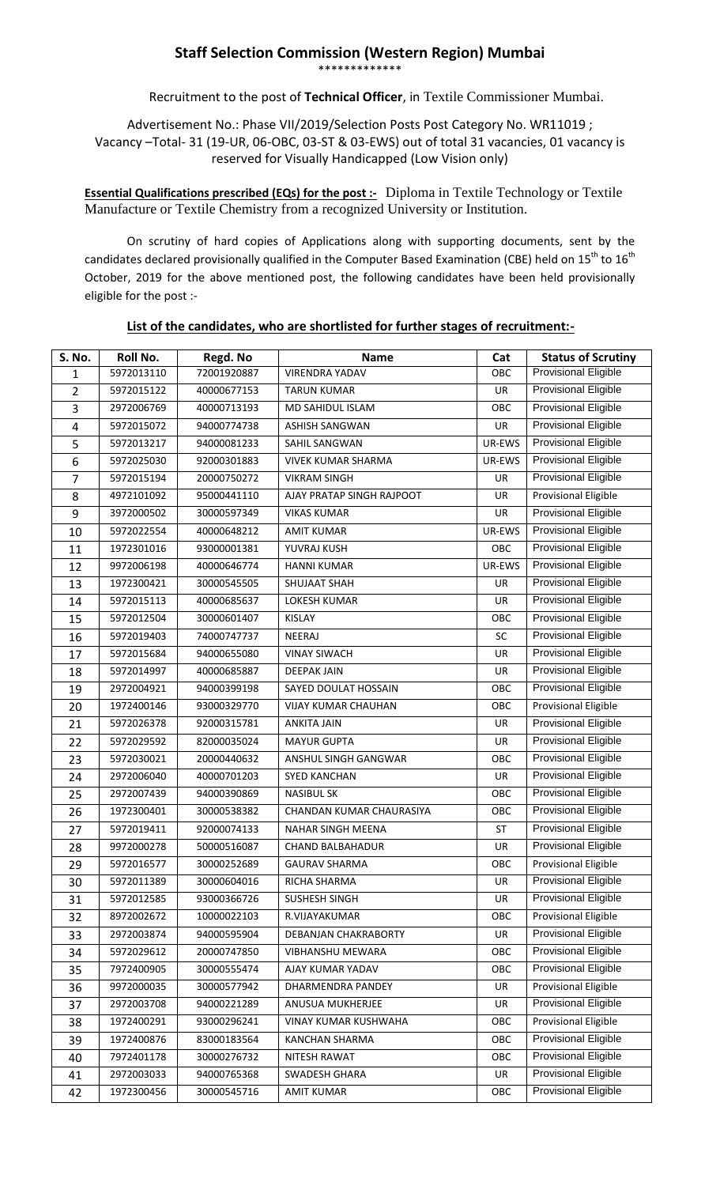# Staff Selection Commission (Western Region) Mumbai

\*\*\*\*\*\*\*\*\*\*\*\*\*

Recruitment to the post of **Technical Officer**, in Textile Commissioner Mumbai.

Advertisement No.: Phase VII/2019/Selection Posts Post Category No. WR11019 ; Vacancy –Total- 31 (19-UR, 06-OBC, 03-ST & 03-EWS) out of total 31 vacancies, 01 vacancy is reserved for Visually Handicapped (Low Vision only)

**Essential Qualifications prescribed (EQs) for the post :-** Diploma in Textile Technology or Textile Manufacture or Textile Chemistry from a recognized University or Institution.

On scrutiny of hard copies of Applications along with supporting documents, sent by the candidates declared provisionally qualified in the Computer Based Examination (CBE) held on 15th to 16th October, 2019 for the above mentioned post, the following candidates have been held provisionally eligible for the post :-

**List of the candidates, who are shortlisted for further stages of recruitment:-**

| S. No. | Roll No. | Regd. No | Name | Cat | Status of Scrutiny |
|---|---|---|---|---|---|
| 1 | 5972013110 | 72001920887 | VIRENDRA YADAV | OBC | Provisional Eligible |
| 2 | 5972015122 | 40000677153 | TARUN KUMAR | UR | Provisional Eligible |
| 3 | 2972006769 | 40000713193 | MD SAHIDUL ISLAM | OBC | Provisional Eligible |
| 4 | 5972015072 | 94000774738 | ASHISH SANGWAN | UR | Provisional Eligible |
| 5 | 5972013217 | 94000081233 | SAHIL SANGWAN | UR-EWS | Provisional Eligible |
| 6 | 5972025030 | 92000301883 | VIVEK KUMAR SHARMA | UR-EWS | Provisional Eligible |
| 7 | 5972015194 | 20000750272 | VIKRAM SINGH | UR | Provisional Eligible |
| 8 | 4972101092 | 95000441110 | AJAY PRATAP SINGH RAJPOOT | UR | Provisional Eligible |
| 9 | 3972000502 | 30000597349 | VIKAS KUMAR | UR | Provisional Eligible |
| 10 | 5972022554 | 40000648212 | AMIT KUMAR | UR-EWS | Provisional Eligible |
| 11 | 1972301016 | 93000001381 | YUVRAJ KUSH | OBC | Provisional Eligible |
| 12 | 9972006198 | 40000646774 | HANNI KUMAR | UR-EWS | Provisional Eligible |
| 13 | 1972300421 | 30000545505 | SHUJAAT SHAH | UR | Provisional Eligible |
| 14 | 5972015113 | 40000685637 | LOKESH KUMAR | UR | Provisional Eligible |
| 15 | 5972012504 | 30000601407 | KISLAY | OBC | Provisional Eligible |
| 16 | 5972019403 | 74000747737 | NEERAJ | SC | Provisional Eligible |
| 17 | 5972015684 | 94000655080 | VINAY SIWACH | UR | Provisional Eligible |
| 18 | 5972014997 | 40000685887 | DEEPAK JAIN | UR | Provisional Eligible |
| 19 | 2972004921 | 94000399198 | SAYED DOULAT HOSSAIN | OBC | Provisional Eligible |
| 20 | 1972400146 | 93000329770 | VIJAY KUMAR CHAUHAN | OBC | Provisional Eligible |
| 21 | 5972026378 | 92000315781 | ANKITA JAIN | UR | Provisional Eligible |
| 22 | 5972029592 | 82000035024 | MAYUR GUPTA | UR | Provisional Eligible |
| 23 | 5972030021 | 20000440632 | ANSHUL SINGH GANGWAR | OBC | Provisional Eligible |
| 24 | 2972006040 | 40000701203 | SYED KANCHAN | UR | Provisional Eligible |
| 25 | 2972007439 | 94000390869 | NASIBUL SK | OBC | Provisional Eligible |
| 26 | 1972300401 | 30000538382 | CHANDAN KUMAR CHAURASIYA | OBC | Provisional Eligible |
| 27 | 5972019411 | 92000074133 | NAHAR SINGH MEENA | ST | Provisional Eligible |
| 28 | 9972000278 | 50000516087 | CHAND BALBAHADUR | UR | Provisional Eligible |
| 29 | 5972016577 | 30000252689 | GAURAV SHARMA | OBC | Provisional Eligible |
| 30 | 5972011389 | 30000604016 | RICHA SHARMA | UR | Provisional Eligible |
| 31 | 5972012585 | 93000366726 | SUSHESH SINGH | UR | Provisional Eligible |
| 32 | 8972002672 | 10000022103 | R.VIJAYAKUMAR | OBC | Provisional Eligible |
| 33 | 2972003874 | 94000595904 | DEBANJAN CHAKRABORTY | UR | Provisional Eligible |
| 34 | 5972029612 | 20000747850 | VIBHANSHU MEWARA | OBC | Provisional Eligible |
| 35 | 7972400905 | 30000555474 | AJAY KUMAR YADAV | OBC | Provisional Eligible |
| 36 | 9972000035 | 30000577942 | DHARMENDRA PANDEY | UR | Provisional Eligible |
| 37 | 2972003708 | 94000221289 | ANUSUA MUKHERJEE | UR | Provisional Eligible |
| 38 | 1972400291 | 93000296241 | VINAY KUMAR KUSHWAHA | OBC | Provisional Eligible |
| 39 | 1972400876 | 83000183564 | KANCHAN SHARMA | OBC | Provisional Eligible |
| 40 | 7972401178 | 30000276732 | NITESH RAWAT | OBC | Provisional Eligible |
| 41 | 2972003033 | 94000765368 | SWADESH GHARA | UR | Provisional Eligible |
| 42 | 1972300456 | 30000545716 | AMIT KUMAR | OBC | Provisional Eligible |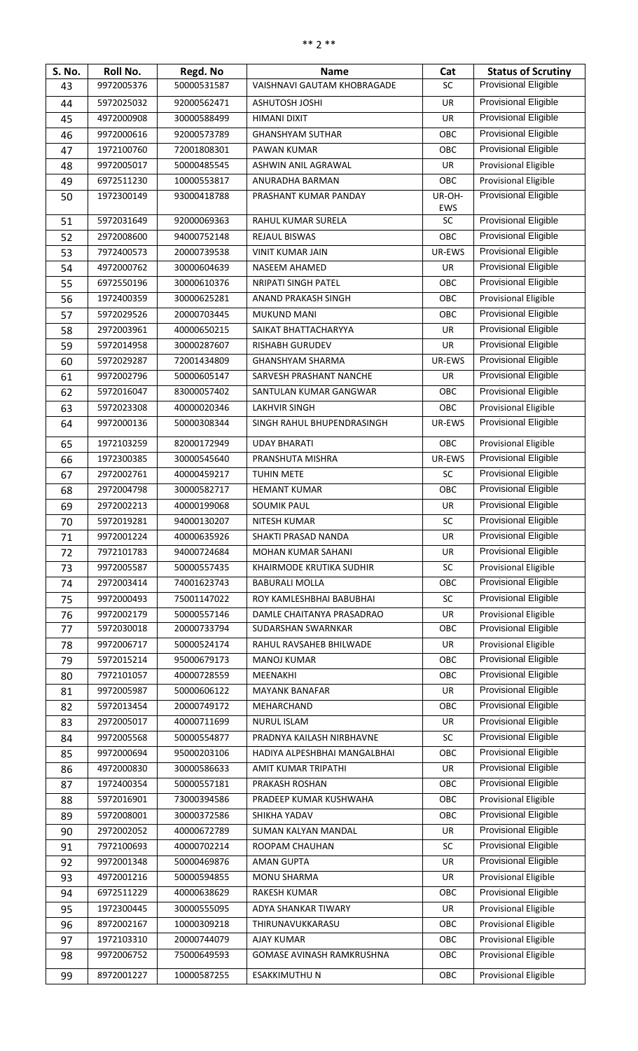| S. No. | Roll No. | Regd. No | Name | Cat | Status of Scrutiny |
|---|---|---|---|---|---|
| 43 | 9972005376 | 50000531587 | VAISHNAVI GAUTAM KHOBRAGADE | SC | Provisional Eligible |
| 44 | 5972025032 | 92000562471 | ASHUTOSH JOSHI | UR | Provisional Eligible |
| 45 | 4972000908 | 30000588499 | HIMANI DIXIT | UR | Provisional Eligible |
| 46 | 9972000616 | 92000573789 | GHANSHYAM SUTHAR | OBC | Provisional Eligible |
| 47 | 1972100760 | 72001808301 | PAWAN KUMAR | OBC | Provisional Eligible |
| 48 | 9972005017 | 50000485545 | ASHWIN ANIL AGRAWAL | UR | Provisional Eligible |
| 49 | 6972511230 | 10000553817 | ANURADHA BARMAN | OBC | Provisional Eligible |
| 50 | 1972300149 | 93000418788 | PRASHANT KUMAR PANDAY | UR-OH-EWS | Provisional Eligible |
| 51 | 5972031649 | 92000069363 | RAHUL KUMAR SURELA | SC | Provisional Eligible |
| 52 | 2972008600 | 94000752148 | REJAUL BISWAS | OBC | Provisional Eligible |
| 53 | 7972400573 | 20000739538 | VINIT KUMAR JAIN | UR-EWS | Provisional Eligible |
| 54 | 4972000762 | 30000604639 | NASEEM AHAMED | UR | Provisional Eligible |
| 55 | 6972550196 | 30000610376 | NRIPATI SINGH PATEL | OBC | Provisional Eligible |
| 56 | 1972400359 | 30000625281 | ANAND PRAKASH SINGH | OBC | Provisional Eligible |
| 57 | 5972029526 | 20000703445 | MUKUND MANI | OBC | Provisional Eligible |
| 58 | 2972003961 | 40000650215 | SAIKAT BHATTACHARYYA | UR | Provisional Eligible |
| 59 | 5972014958 | 30000287607 | RISHABH GURUDEV | UR | Provisional Eligible |
| 60 | 5972029287 | 72001434809 | GHANSHYAM SHARMA | UR-EWS | Provisional Eligible |
| 61 | 9972002796 | 50000605147 | SARVESH PRASHANT NANCHE | UR | Provisional Eligible |
| 62 | 5972016047 | 83000057402 | SANTULAN KUMAR GANGWAR | OBC | Provisional Eligible |
| 63 | 5972023308 | 40000020346 | LAKHVIR SINGH | OBC | Provisional Eligible |
| 64 | 9972000136 | 50000308344 | SINGH RAHUL BHUPENDRASINGH | UR-EWS | Provisional Eligible |
| 65 | 1972103259 | 82000172949 | UDAY BHARATI | OBC | Provisional Eligible |
| 66 | 1972300385 | 30000545640 | PRANSHUTA MISHRA | UR-EWS | Provisional Eligible |
| 67 | 2972002761 | 40000459217 | TUHIN METE | SC | Provisional Eligible |
| 68 | 2972004798 | 30000582717 | HEMANT KUMAR | OBC | Provisional Eligible |
| 69 | 2972002213 | 40000199068 | SOUMIK PAUL | UR | Provisional Eligible |
| 70 | 5972019281 | 94000130207 | NITESH KUMAR | SC | Provisional Eligible |
| 71 | 9972001224 | 40000635926 | SHAKTI PRASAD NANDA | UR | Provisional Eligible |
| 72 | 7972101783 | 94000724684 | MOHAN KUMAR SAHANI | UR | Provisional Eligible |
| 73 | 9972005587 | 50000557435 | KHAIRMODE KRUTIKA SUDHIR | SC | Provisional Eligible |
| 74 | 2972003414 | 74001623743 | BABURALI MOLLA | OBC | Provisional Eligible |
| 75 | 9972000493 | 75001147022 | ROY KAMLESHBHAI BABUBHAI | SC | Provisional Eligible |
| 76 | 9972002179 | 50000557146 | DAMLE CHAITANYA PRASADRAO | UR | Provisional Eligible |
| 77 | 5972030018 | 20000733794 | SUDARSHAN SWARNKAR | OBC | Provisional Eligible |
| 78 | 9972006717 | 50000524174 | RAHUL RAVSAHEB BHILWADE | UR | Provisional Eligible |
| 79 | 5972015214 | 95000679173 | MANOJ KUMAR | OBC | Provisional Eligible |
| 80 | 7972101057 | 40000728559 | MEENAKHI | OBC | Provisional Eligible |
| 81 | 9972005987 | 50000606122 | MAYANK BANAFAR | UR | Provisional Eligible |
| 82 | 5972013454 | 20000749172 | MEHARCHAND | OBC | Provisional Eligible |
| 83 | 2972005017 | 40000711699 | NURUL ISLAM | UR | Provisional Eligible |
| 84 | 9972005568 | 50000554877 | PRADNYA KAILASH NIRBHAVNE | SC | Provisional Eligible |
| 85 | 9972000694 | 95000203106 | HADIYA ALPESHBHAI MANGALBHAI | OBC | Provisional Eligible |
| 86 | 4972000830 | 30000586633 | AMIT KUMAR TRIPATHI | UR | Provisional Eligible |
| 87 | 1972400354 | 50000557181 | PRAKASH ROSHAN | OBC | Provisional Eligible |
| 88 | 5972016901 | 73000394586 | PRADEEP KUMAR KUSHWAHA | OBC | Provisional Eligible |
| 89 | 5972008001 | 30000372586 | SHIKHA YADAV | OBC | Provisional Eligible |
| 90 | 2972002052 | 40000672789 | SUMAN KALYAN MANDAL | UR | Provisional Eligible |
| 91 | 7972100693 | 40000702214 | ROOPAM CHAUHAN | SC | Provisional Eligible |
| 92 | 9972001348 | 50000469876 | AMAN GUPTA | UR | Provisional Eligible |
| 93 | 4972001216 | 50000594855 | MONU SHARMA | UR | Provisional Eligible |
| 94 | 6972511229 | 40000638629 | RAKESH KUMAR | OBC | Provisional Eligible |
| 95 | 1972300445 | 30000555095 | ADYA SHANKAR TIWARY | UR | Provisional Eligible |
| 96 | 8972002167 | 10000309218 | THIRUNAVUKKARASU | OBC | Provisional Eligible |
| 97 | 1972103310 | 20000744079 | AJAY KUMAR | OBC | Provisional Eligible |
| 98 | 9972006752 | 75000649593 | GOMASE AVINASH RAMKRUSHNA | OBC | Provisional Eligible |
| 99 | 8972001227 | 10000587255 | ESAKKIMUTHU N | OBC | Provisional Eligible |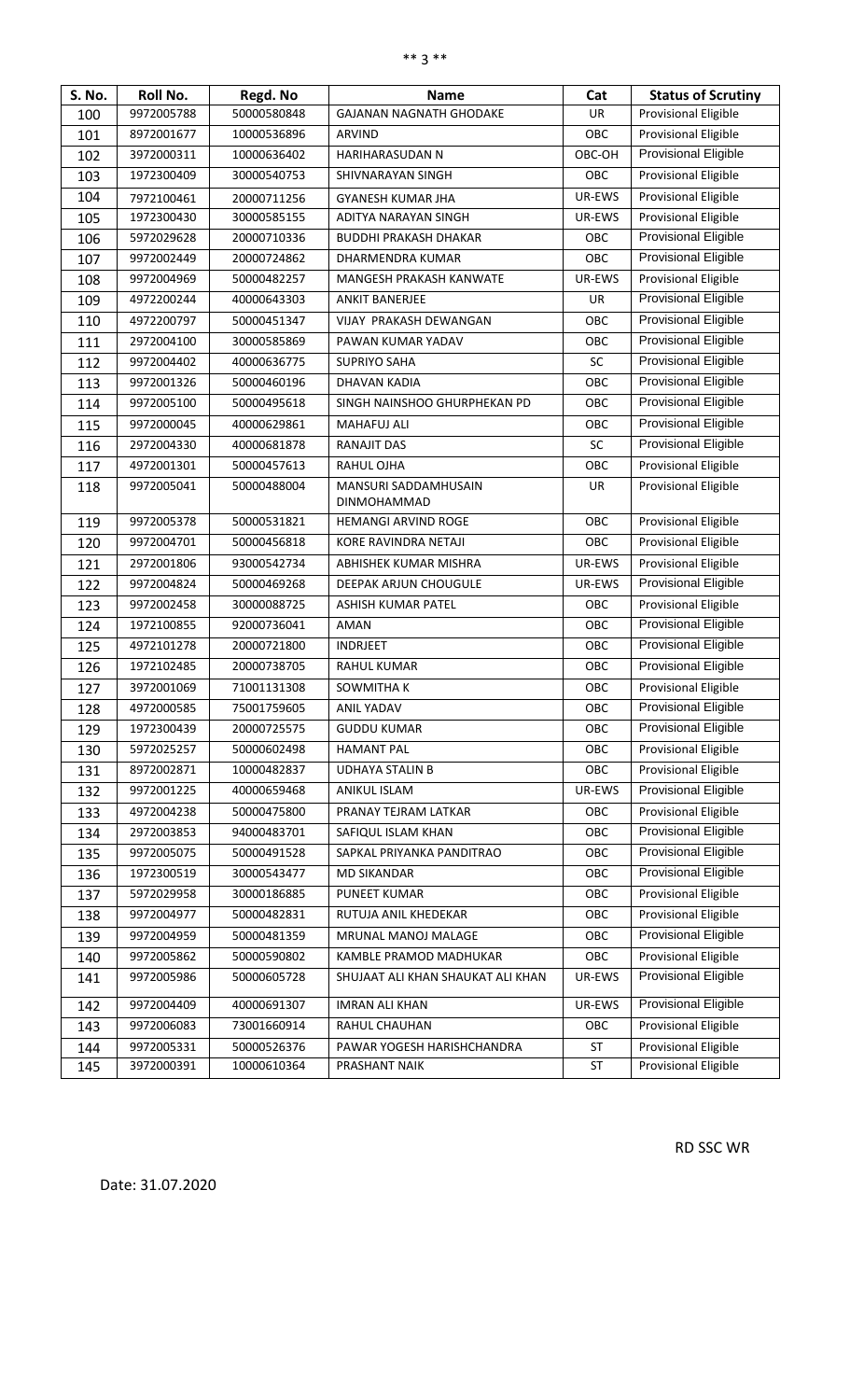| S. No. | Roll No. | Regd. No | Name | Cat | Status of Scrutiny |
| --- | --- | --- | --- | --- | --- |
| 100 | 9972005788 | 50000580848 | GAJANAN NAGNATH GHODAKE | UR | Provisional Eligible |
| 101 | 8972001677 | 10000536896 | ARVIND | OBC | Provisional Eligible |
| 102 | 3972000311 | 10000636402 | HARIHARASUDAN N | OBC-OH | Provisional Eligible |
| 103 | 1972300409 | 30000540753 | SHIVNARAYAN SINGH | OBC | Provisional Eligible |
| 104 | 7972100461 | 20000711256 | GYANESH KUMAR JHA | UR-EWS | Provisional Eligible |
| 105 | 1972300430 | 30000585155 | ADITYA NARAYAN SINGH | UR-EWS | Provisional Eligible |
| 106 | 5972029628 | 20000710336 | BUDDHI PRAKASH DHAKAR | OBC | Provisional Eligible |
| 107 | 9972002449 | 20000724862 | DHARMENDRA KUMAR | OBC | Provisional Eligible |
| 108 | 9972004969 | 50000482257 | MANGESH PRAKASH KANWATE | UR-EWS | Provisional Eligible |
| 109 | 4972200244 | 40000643303 | ANKIT BANERJEE | UR | Provisional Eligible |
| 110 | 4972200797 | 50000451347 | VIJAY PRAKASH DEWANGAN | OBC | Provisional Eligible |
| 111 | 2972004100 | 30000585869 | PAWAN KUMAR YADAV | OBC | Provisional Eligible |
| 112 | 9972004402 | 40000636775 | SUPRIYO SAHA | SC | Provisional Eligible |
| 113 | 9972001326 | 50000460196 | DHAVAN KADIA | OBC | Provisional Eligible |
| 114 | 9972005100 | 50000495618 | SINGH NAINSHOO GHURPHEKAN PD | OBC | Provisional Eligible |
| 115 | 9972000045 | 40000629861 | MAHAFUJ ALI | OBC | Provisional Eligible |
| 116 | 2972004330 | 40000681878 | RANAJIT DAS | SC | Provisional Eligible |
| 117 | 4972001301 | 50000457613 | RAHUL OJHA | OBC | Provisional Eligible |
| 118 | 9972005041 | 50000488004 | MANSURI SADDAMHUSAIN DINMOHAMMAD | UR | Provisional Eligible |
| 119 | 9972005378 | 50000531821 | HEMANGI ARVIND ROGE | OBC | Provisional Eligible |
| 120 | 9972004701 | 50000456818 | KORE RAVINDRA NETAJI | OBC | Provisional Eligible |
| 121 | 2972001806 | 93000542734 | ABHISHEK KUMAR MISHRA | UR-EWS | Provisional Eligible |
| 122 | 9972004824 | 50000469268 | DEEPAK ARJUN CHOUGULE | UR-EWS | Provisional Eligible |
| 123 | 9972002458 | 30000088725 | ASHISH KUMAR PATEL | OBC | Provisional Eligible |
| 124 | 1972100855 | 92000736041 | AMAN | OBC | Provisional Eligible |
| 125 | 4972101278 | 20000721800 | INDRJEET | OBC | Provisional Eligible |
| 126 | 1972102485 | 20000738705 | RAHUL KUMAR | OBC | Provisional Eligible |
| 127 | 3972001069 | 71001131308 | SOWMITHA K | OBC | Provisional Eligible |
| 128 | 4972000585 | 75001759605 | ANIL YADAV | OBC | Provisional Eligible |
| 129 | 1972300439 | 20000725575 | GUDDU KUMAR | OBC | Provisional Eligible |
| 130 | 5972025257 | 50000602498 | HAMANT PAL | OBC | Provisional Eligible |
| 131 | 8972002871 | 10000482837 | UDHAYA STALIN B | OBC | Provisional Eligible |
| 132 | 9972001225 | 40000659468 | ANIKUL ISLAM | UR-EWS | Provisional Eligible |
| 133 | 4972004238 | 50000475800 | PRANAY TEJRAM LATKAR | OBC | Provisional Eligible |
| 134 | 2972003853 | 94000483701 | SAFIQUL ISLAM KHAN | OBC | Provisional Eligible |
| 135 | 9972005075 | 50000491528 | SAPKAL PRIYANKA PANDITRAO | OBC | Provisional Eligible |
| 136 | 1972300519 | 30000543477 | MD SIKANDAR | OBC | Provisional Eligible |
| 137 | 5972029958 | 30000186885 | PUNEET KUMAR | OBC | Provisional Eligible |
| 138 | 9972004977 | 50000482831 | RUTUJA ANIL KHEDEKAR | OBC | Provisional Eligible |
| 139 | 9972004959 | 50000481359 | MRUNAL MANOJ MALAGE | OBC | Provisional Eligible |
| 140 | 9972005862 | 50000590802 | KAMBLE PRAMOD MADHUKAR | OBC | Provisional Eligible |
| 141 | 9972005986 | 50000605728 | SHUJAAT ALI KHAN SHAUKAT ALI KHAN | UR-EWS | Provisional Eligible |
| 142 | 9972004409 | 40000691307 | IMRAN ALI KHAN | UR-EWS | Provisional Eligible |
| 143 | 9972006083 | 73001660914 | RAHUL CHAUHAN | OBC | Provisional Eligible |
| 144 | 9972005331 | 50000526376 | PAWAR YOGESH HARISHCHANDRA | ST | Provisional Eligible |
| 145 | 3972000391 | 10000610364 | PRASHANT NAIK | ST | Provisional Eligible |

RD SSC WR

Date: 31.07.2020